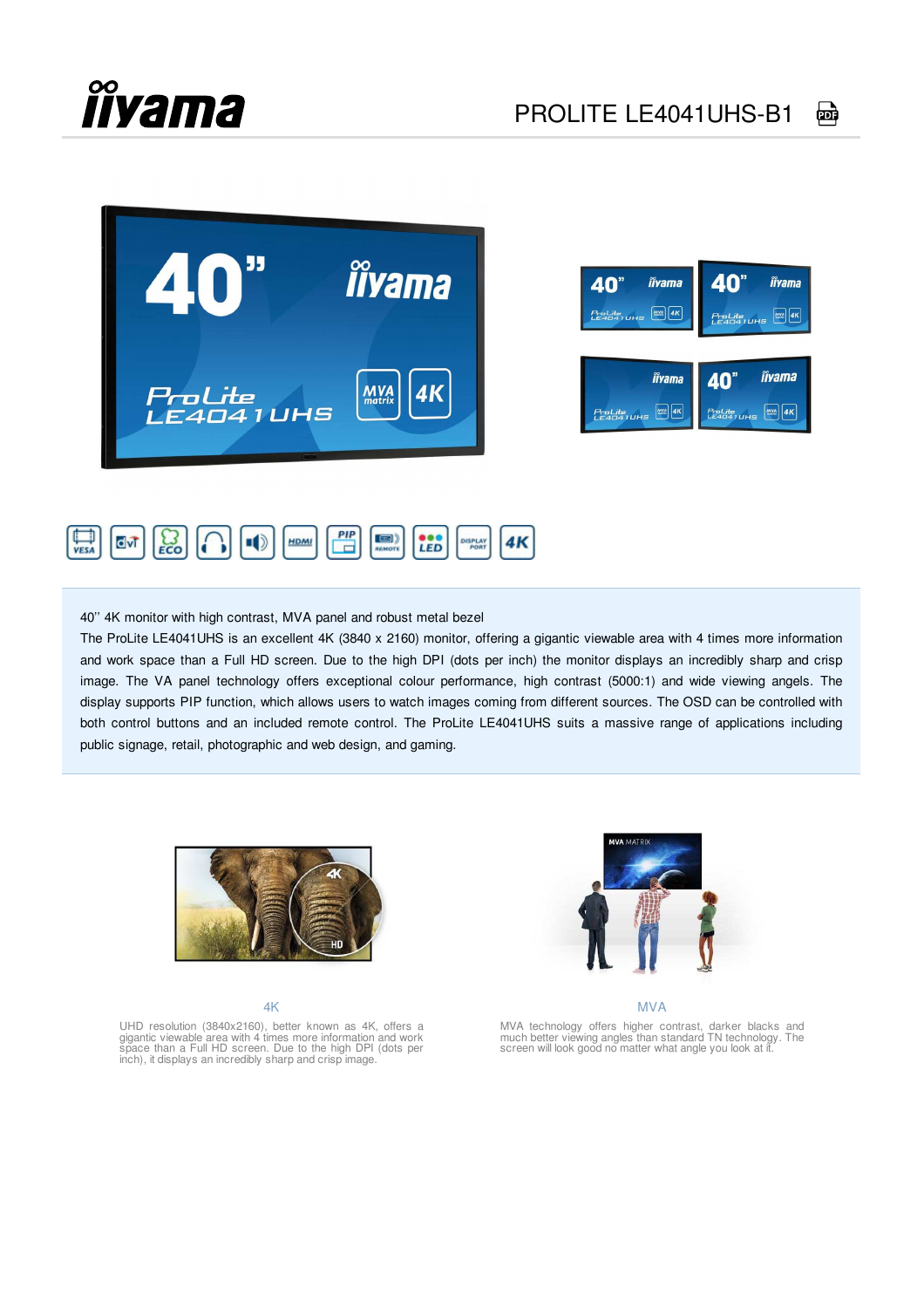# PROLITE LE4041UHS-B1

40'' 4K monitor with high contrast, MVA panel and robust metal bezel

The ProLite LE4041UHS is an excellent 4K (3840 x 2160) monitor, offering a gigantic viewable area with 4 times more information and work space than a Full HD screen. Due to the high DPI (dots per inch) the monitor displays an incredibly sharp and crisp image. The VA panel technology offers exceptional colour performance, high contrast (5000:1) and wide viewing angles. The display supports PIP function, which allows users to watch images coming from different sources. The OSD can be controlled with both control buttons and an included remote control. The ProLite LE4041UHS suits a massive range of applications including public signage, retail, photographic and web design, and gaming.

## 4K

UHD resolution (3840x2160), better known as 4K, offers a gigantic viewable area with 4 times more information and work space than a Full HD screen. Due to the high DPI (dots per inch), it displays an incredibly sharp and crisp image.

## MVA

MVA technology offers higher contrast, darker blacks and much better viewing angles than standard TN technology. The screen will look good no matter what angle you look at it.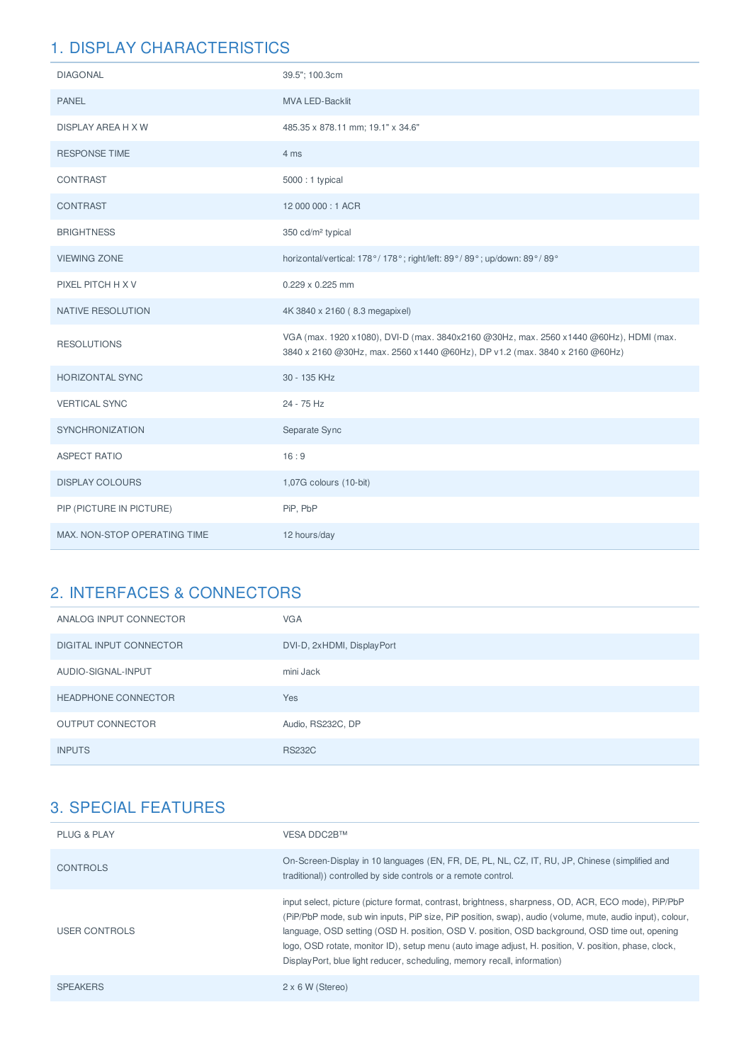## 1. DISPLAY CHARACTERISTICS

| | |
|---|---|
| DIAGONAL | 39.5"; 100.3cm |
| PANEL | MVA LED-Backlit |
| DISPLAY AREA H X W | 485.35 x 878.11 mm; 19.1" x 34.6" |
| RESPONSE TIME | 4 ms |
| CONTRAST | 5000 : 1 typical |
| CONTRAST | 12 000 000 : 1 ACR |
| BRIGHTNESS | 350 cd/m² typical |
| VIEWING ZONE | horizontal/vertical: 178°/ 178°; right/left: 89°/ 89°; up/down: 89°/ 89° |
| PIXEL PITCH H X V | 0.229 x 0.225 mm |
| NATIVE RESOLUTION | 4K 3840 x 2160 ( 8.3 megapixel) |
| RESOLUTIONS | VGA (max. 1920 x1080), DVI-D (max. 3840x2160 @30Hz, max. 2560 x1440 @60Hz), HDMI (max. 3840 x 2160 @30Hz, max. 2560 x1440 @60Hz), DP v1.2 (max. 3840 x 2160 @60Hz) |
| HORIZONTAL SYNC | 30 - 135 KHz |
| VERTICAL SYNC | 24 - 75 Hz |
| SYNCHRONIZATION | Separate Sync |
| ASPECT RATIO | 16 : 9 |
| DISPLAY COLOURS | 1,07G colours (10-bit) |
| PIP (PICTURE IN PICTURE) | PiP, PbP |
| MAX. NON-STOP OPERATING TIME | 12 hours/day |

## 2. INTERFACES & CONNECTORS

| | |
|---|---|
| ANALOG INPUT CONNECTOR | VGA |
| DIGITAL INPUT CONNECTOR | DVI-D, 2xHDMI, DisplayPort |
| AUDIO-SIGNAL-INPUT | mini Jack |
| HEADPHONE CONNECTOR | Yes |
| OUTPUT CONNECTOR | Audio, RS232C, DP |
| INPUTS | RS232C |

## 3. SPECIAL FEATURES

| | |
|---|---|
| PLUG & PLAY | VESA DDC2B™ |
| CONTROLS | On-Screen-Display in 10 languages (EN, FR, DE, PL, NL, CZ, IT, RU, JP, Chinese (simplified and traditional)) controlled by side controls or a remote control. |
| USER CONTROLS | input select, picture (picture format, contrast, brightness, sharpness, OD, ACR, ECO mode), PiP/PbP (PiP/PbP mode, sub win inputs, PiP size, PiP position, swap), audio (volume, mute, audio input), colour, language, OSD setting (OSD H. position, OSD V. position, OSD background, OSD time out, opening logo, OSD rotate, monitor ID), setup menu (auto image adjust, H. position, V. position, phase, clock, DisplayPort, blue light reducer, scheduling, memory recall, information) |
| SPEAKERS | 2 x 6 W (Stereo) |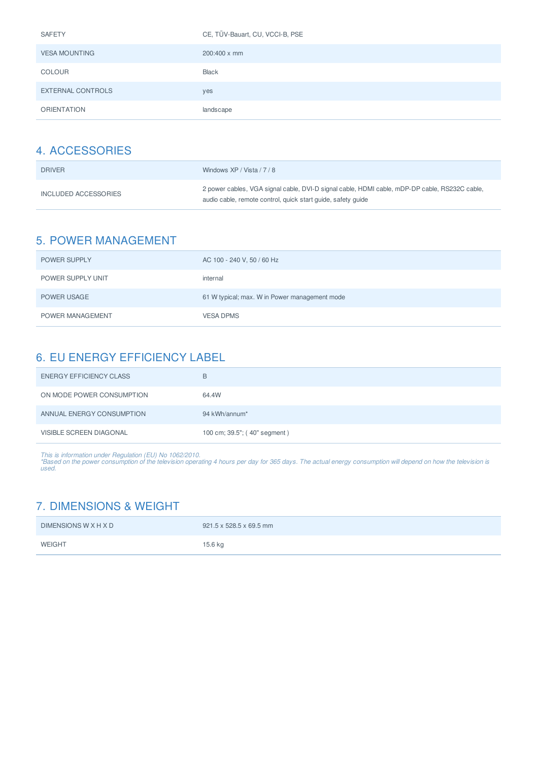| | |
|---|---|
| SAFETY | CE, TÜV-Bauart, CU, VCCI-B, PSE |
| VESA MOUNTING | 200:400 x mm |
| COLOUR | Black |
| EXTERNAL CONTROLS | yes |
| ORIENTATION | landscape |

## 4. ACCESSORIES

| | |
|---|---|
| DRIVER | Windows XP / Vista / 7 / 8 |
| INCLUDED ACCESSORIES | 2 power cables, VGA signal cable, DVI-D signal cable, HDMI cable, mDP-DP cable, RS232C cable, audio cable, remote control, quick start guide, safety guide |

## 5. POWER MANAGEMENT

| | |
|---|---|
| POWER SUPPLY | AC 100 - 240 V, 50 / 60 Hz |
| POWER SUPPLY UNIT | internal |
| POWER USAGE | 61 W typical; max. W in Power management mode |
| POWER MANAGEMENT | VESA DPMS |

## 6. EU ENERGY EFFICIENCY LABEL

| | |
|---|---|
| ENERGY EFFICIENCY CLASS | B |
| ON MODE POWER CONSUMPTION | 64.4W |
| ANNUAL ENERGY CONSUMPTION | 94 kWh/annum* |
| VISIBLE SCREEN DIAGONAL | 100 cm; 39.5"; ( 40" segment ) |

*This is information under Regulation (EU) No 1062/2010.*
*\*Based on the power consumption of the television operating 4 hours per day for 365 days. The actual energy consumption will depend on how the television is used.*

## 7. DIMENSIONS & WEIGHT

| | |
|---|---|
| DIMENSIONS W X H X D | 921.5 x 528.5 x 69.5 mm |
| WEIGHT | 15.6 kg |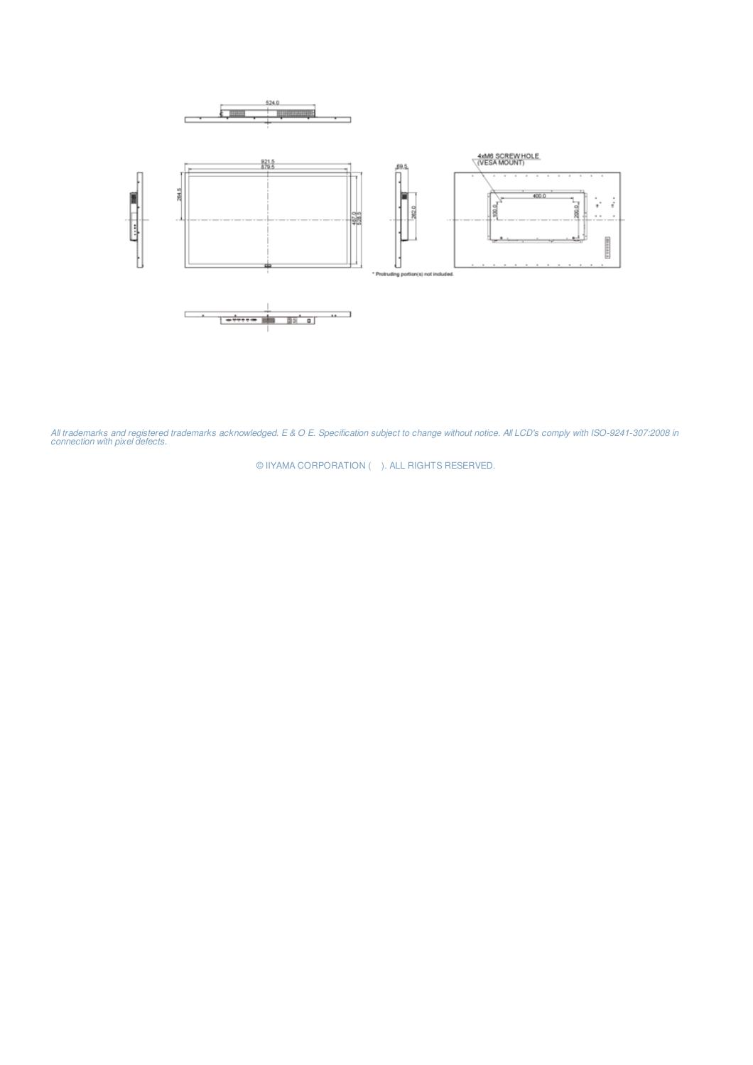*All trademarks and registered trademarks acknowledged. E & O E. Specification subject to change without notice. All LCD's comply with ISO-9241-307:2008 in connection with pixel defects.*

© IIYAMA CORPORATION ( ). ALL RIGHTS RESERVED.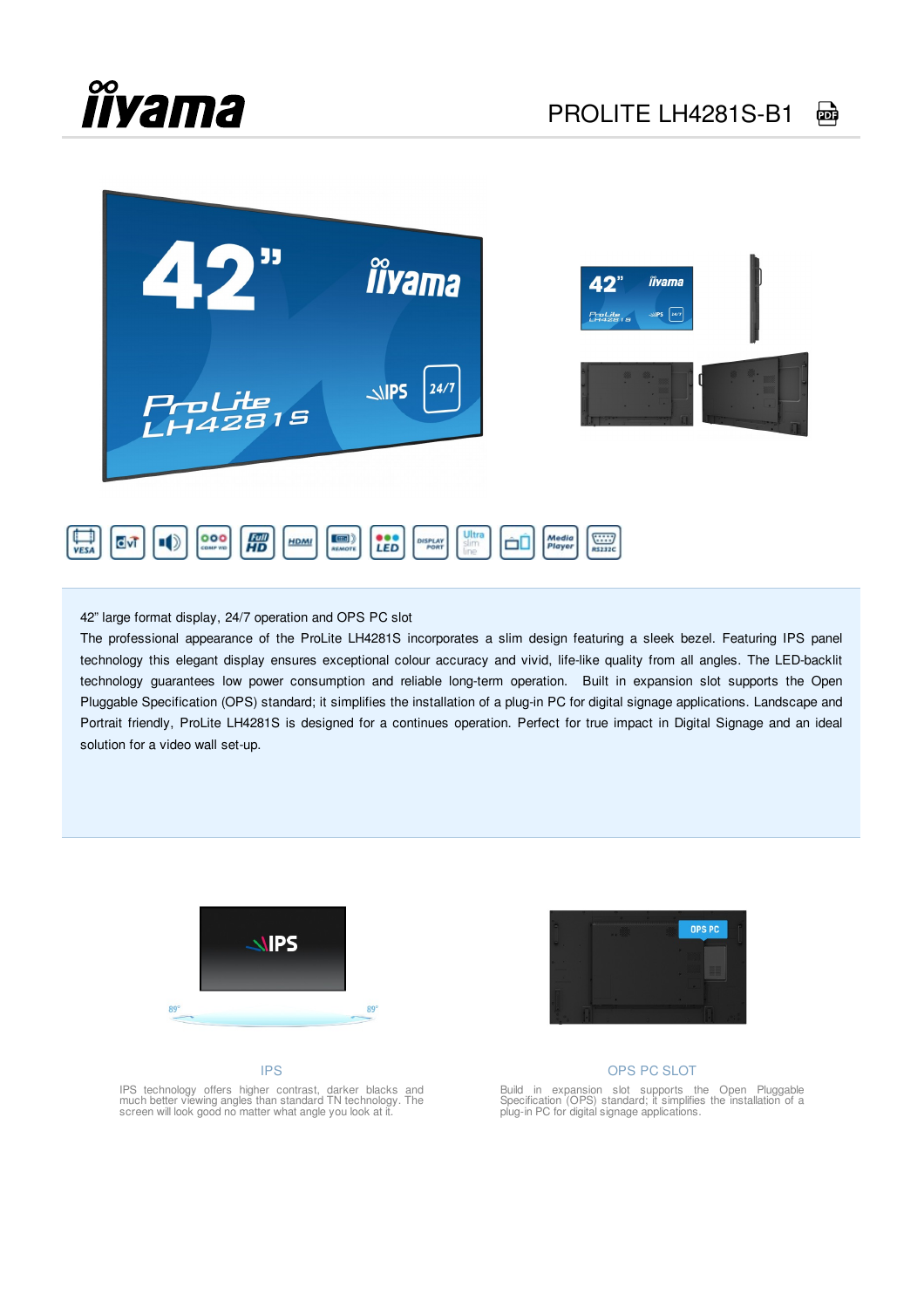# PROLITE LH4281S-B1

42" large format display, 24/7 operation and OPS PC slot

The professional appearance of the ProLite LH4281S incorporates a slim design featuring a sleek bezel. Featuring IPS panel technology this elegant display ensures exceptional colour accuracy and vivid, life-like quality from all angles. The LED-backlit technology guarantees low power consumption and reliable long-term operation. Built in expansion slot supports the Open Pluggable Specification (OPS) standard; it simplifies the installation of a plug-in PC for digital signage applications. Landscape and Portrait friendly, ProLite LH4281S is designed for a continues operation. Perfect for true impact in Digital Signage and an ideal solution for a video wall set-up.

## IPS

IPS technology offers higher contrast, darker blacks and much better viewing angles than standard TN technology. The screen will look good no matter what angle you look at it.

## OPS PC SLOT

Build in expansion slot supports the Open Pluggable Specification (OPS) standard; it simplifies the installation of a plug-in PC for digital signage applications.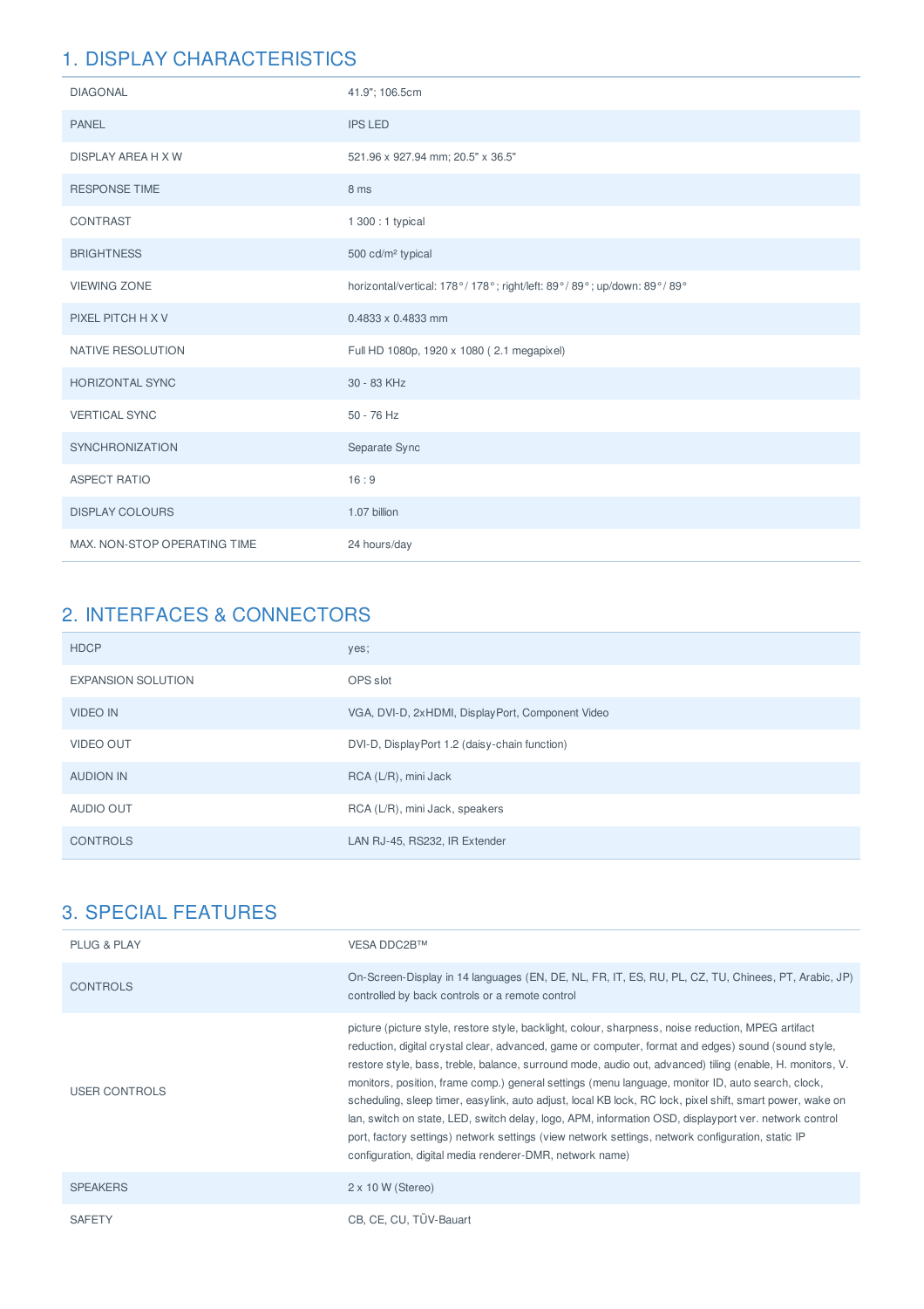## 1. DISPLAY CHARACTERISTICS

| | |
|---|---|
| DIAGONAL | 41.9"; 106.5cm |
| PANEL | IPS LED |
| DISPLAY AREA H X W | 521.96 x 927.94 mm; 20.5" x 36.5" |
| RESPONSE TIME | 8 ms |
| CONTRAST | 1 300 : 1 typical |
| BRIGHTNESS | 500 cd/m² typical |
| VIEWING ZONE | horizontal/vertical: 178°/ 178°; right/left: 89°/ 89°; up/down: 89°/ 89° |
| PIXEL PITCH H X V | 0.4833 x 0.4833 mm |
| NATIVE RESOLUTION | Full HD 1080p, 1920 x 1080 ( 2.1 megapixel) |
| HORIZONTAL SYNC | 30 - 83 KHz |
| VERTICAL SYNC | 50 - 76 Hz |
| SYNCHRONIZATION | Separate Sync |
| ASPECT RATIO | 16 : 9 |
| DISPLAY COLOURS | 1.07 billion |
| MAX. NON-STOP OPERATING TIME | 24 hours/day |

## 2. INTERFACES & CONNECTORS

| | |
|---|---|
| HDCP | yes; |
| EXPANSION SOLUTION | OPS slot |
| VIDEO IN | VGA, DVI-D, 2xHDMI, DisplayPort, Component Video |
| VIDEO OUT | DVI-D, DisplayPort 1.2 (daisy-chain function) |
| AUDION IN | RCA (L/R), mini Jack |
| AUDIO OUT | RCA (L/R), mini Jack, speakers |
| CONTROLS | LAN RJ-45, RS232, IR Extender |

## 3. SPECIAL FEATURES

| | |
|---|---|
| PLUG & PLAY | VESA DDC2B™ |
| CONTROLS | On-Screen-Display in 14 languages (EN, DE, NL, FR, IT, ES, RU, PL, CZ, TU, Chinees, PT, Arabic, JP) controlled by back controls or a remote control |
| USER CONTROLS | picture (picture style, restore style, backlight, colour, sharpness, noise reduction, MPEG artifact reduction, digital crystal clear, advanced, game or computer, format and edges) sound (sound style, restore style, bass, treble, balance, surround mode, audio out, advanced) tiling (enable, H. monitors, V. monitors, position, frame comp.) general settings (menu language, monitor ID, auto search, clock, scheduling, sleep timer, easylink, auto adjust, local KB lock, RC lock, pixel shift, smart power, wake on lan, switch on state, LED, switch delay, logo, APM, information OSD, displayport ver. network control port, factory settings) network settings (view network settings, network configuration, static IP configuration, digital media renderer-DMR, network name) |
| SPEAKERS | 2 x 10 W (Stereo) |
| SAFETY | CB, CE, CU, TÜV-Bauart |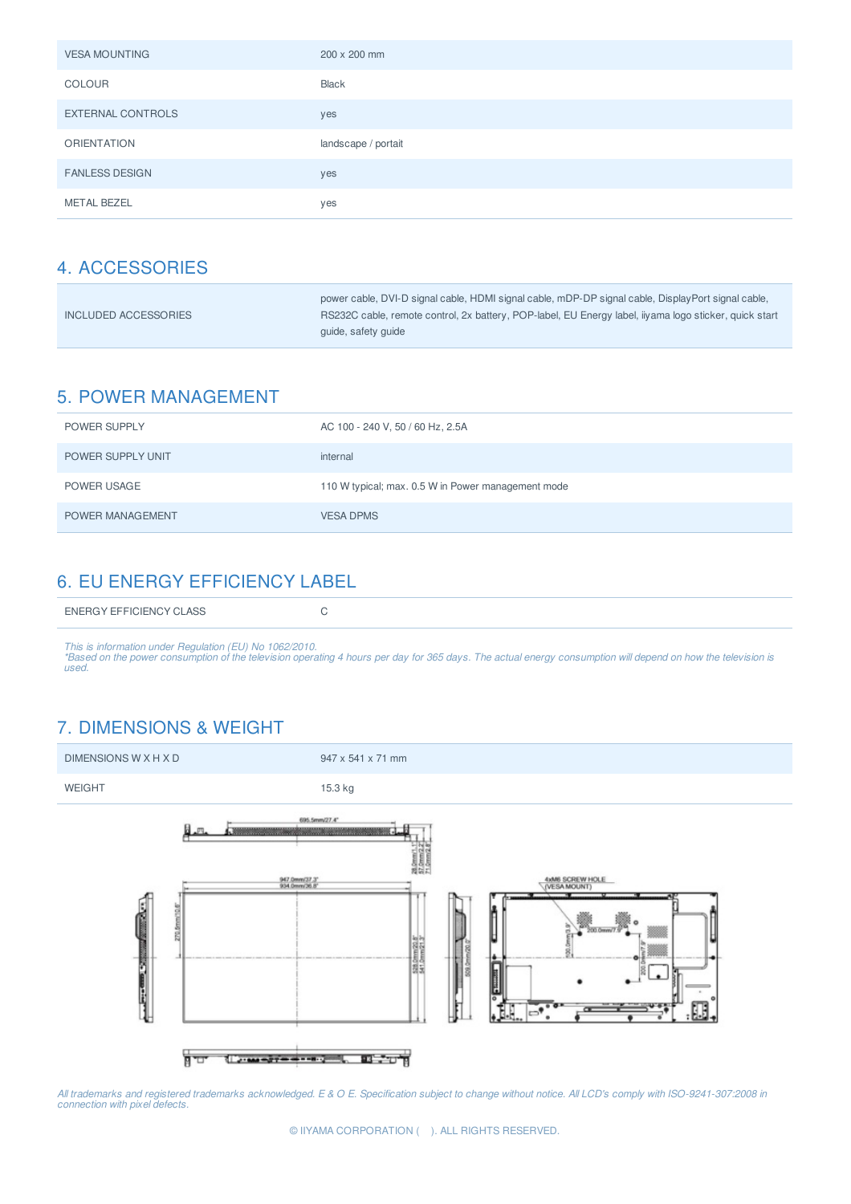| | |
|---|---|
| VESA MOUNTING | 200 x 200 mm |
| COLOUR | Black |
| EXTERNAL CONTROLS | yes |
| ORIENTATION | landscape / portait |
| FANLESS DESIGN | yes |
| METAL BEZEL | yes |

## 4. ACCESSORIES

| | |
|---|---|
| INCLUDED ACCESSORIES | power cable, DVI-D signal cable, HDMI signal cable, mDP-DP signal cable, DisplayPort signal cable, RS232C cable, remote control, 2x battery, POP-label, EU Energy label, iiyama logo sticker, quick start guide, safety guide |

## 5. POWER MANAGEMENT

| | |
|---|---|
| POWER SUPPLY | AC 100 - 240 V, 50 / 60 Hz, 2.5A |
| POWER SUPPLY UNIT | internal |
| POWER USAGE | 110 W typical; max. 0.5 W in Power management mode |
| POWER MANAGEMENT | VESA DPMS |

## 6. EU ENERGY EFFICIENCY LABEL

| | |
|---|---|
| ENERGY EFFICIENCY CLASS | C |

*This is information under Regulation (EU) No 1062/2010.*
*\*Based on the power consumption of the television operating 4 hours per day for 365 days. The actual energy consumption will depend on how the television is used.*

## 7. DIMENSIONS & WEIGHT

| | |
|---|---|
| DIMENSIONS W X H X D | 947 x 541 x 71 mm |
| WEIGHT | 15.3 kg |

*All trademarks and registered trademarks acknowledged. E & O E. Specification subject to change without notice. All LCD's comply with ISO-9241-307:2008 in connection with pixel defects.*

© IIYAMA CORPORATION ( ). ALL RIGHTS RESERVED.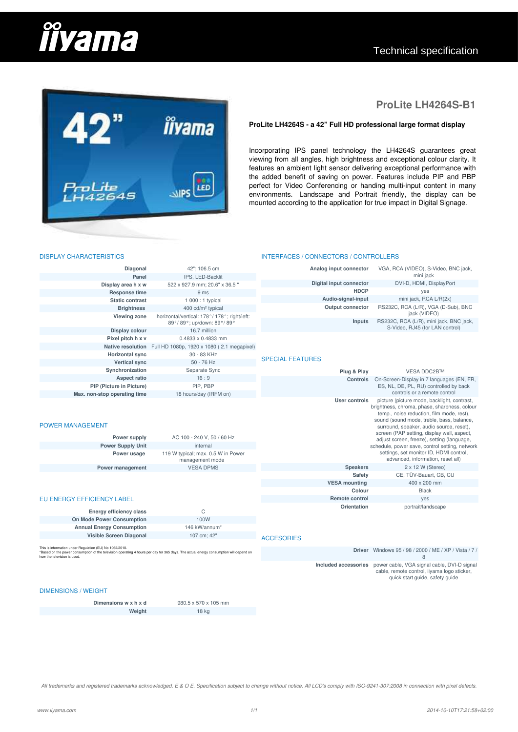# ProLite LH4264S-B1

**ProLite LH4264S - a 42" Full HD professional large format display**

Incorporating IPS panel technology the LH4264S guarantees great viewing from all angles, high brightness and exceptional colour clarity. It features an ambient light sensor delivering exceptional performance with the added benefit of saving on power. Features include PIP and PBP perfect for Video Conferencing or handing multi-input content in many environments. Landscape and Portrait friendly, the display can be mounted according to the application for true impact in Digital Signage.

## DISPLAY CHARACTERISTICS

| | |
|---|---|
| **Diagonal** | 42"; 106.5 cm |
| **Panel** | IPS, LED-Backlit |
| **Display area h x w** | 522 x 927.9 mm; 20.6" x 36.5 " |
| **Response time** | 9 ms |
| **Static contrast** | 1 000 : 1 typical |
| **Brightness** | 400 cd/m² typical |
| **Viewing zone** | horizontal/vertical: 178°/ 178°; right/left: 89°/ 89°; up/down: 89°/ 89° |
| **Display colour** | 16.7 million |
| **Pixel pitch h x v** | 0.4833 x 0.4833 mm |
| **Native resolution** | Full HD 1080p, 1920 x 1080 ( 2.1 megapixel) |
| **Horizontal sync** | 30 - 83 KHz |
| **Vertical sync** | 50 - 76 Hz |
| **Synchronization** | Separate Sync |
| **Aspect ratio** | 16 : 9 |
| **PIP (Picture in Picture)** | PIP, PBP |
| **Max. non-stop operating time** | 18 hours/day (IRFM on) |

## POWER MANAGEMENT

| | |
|---|---|
| **Power supply** | AC 100 - 240 V, 50 / 60 Hz |
| **Power Supply Unit** | internal |
| **Power usage** | 119 W typical; max. 0.5 W in Power management mode |
| **Power management** | VESA DPMS |

## EU ENERGY EFFICIENCY LABEL

| | |
|---|---|
| **Energy efficiency class** | C |
| **On Mode Power Consumption** | 100W |
| **Annual Energy Consumption** | 146 kW/annum* |
| **Visible Screen Diagonal** | 107 cm; 42" |

This is information under Regulation (EU) No 1062/2010.
*Based on the power consumption of the television operating 4 hours per day for 365 days. The actual energy consumption will depend on how the television is used.

## DIMENSIONS / WEIGHT

| | |
|---|---|
| **Dimensions w x h x d** | 980.5 x 570 x 105 mm |
| **Weight** | 18 kg |

## INTERFACES / CONNECTORS / CONTROLLERS

| | |
|---|---|
| **Analog input connector** | VGA, RCA (VIDEO), S-Video, BNC jack, mini jack |
| **Digital input connector** | DVI-D, HDMI, DisplayPort |
| **HDCP** | yes |
| **Audio-signal-input** | mini jack, RCA L/R(2x) |
| **Output connector** | RS232C, RCA (L/R), VGA (D-Sub), BNC jack (VIDEO) |
| **Inputs** | RS232C, RCA (L/R), mini jack, BNC jack, S-Video, RJ45 (for LAN control) |

## SPECIAL FEATURES

| | |
|---|---|
| **Plug & Play** | VESA DDC2B™ |
| **Controls** | On-Screen-Display in 7 languages (EN, FR, ES, NL, DE, PL, RU) controlled by back controls or a remote control |
| **User controls** | picture (picture mode, backlight, contrast, brightness, chroma, phase, sharpness, colour temp., noise reduction, film mode, rest), sound (sound mode, treble, bass, balance, surround, speaker, audio source, reset), screen (PAP setting, display wall, aspect, adjust screen, freeze), setting (language, schedule, power save, control setting, network settings, set monitor ID, HDMI control, advanced, information, reset all) |
| **Speakers** | 2 x 12 W (Stereo) |
| **Safety** | CE, TÜV-Bauart, CB, CU |
| **VESA mounting** | 400 x 200 mm |
| **Colour** | Black |
| **Remote control** | yes |
| **Orientation** | portrait/landscape |

## ACCESORIES

| | |
|---|---|
| **Driver** | Windows 95 / 98 / 2000 / ME / XP / Vista / 7 / 8 |
| **Included accessories** | power cable, VGA signal cable, DVI-D signal cable, remote control, iiyama logo sticker, quick start guide, safety guide |

*All trademarks and registered trademarks acknowledged. E & O E. Specification subject to change without notice. All LCD's comply with ISO-9241-307:2008 in connection with pixel defects.*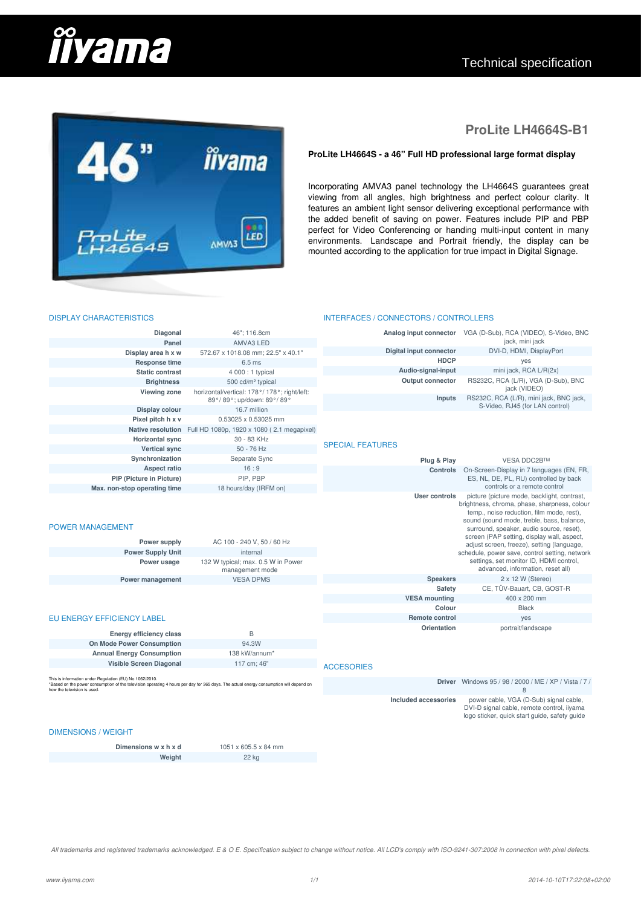# ProLite LH4664S-B1

**ProLite LH4664S - a 46" Full HD professional large format display**

Incorporating AMVA3 panel technology the LH4664S guarantees great viewing from all angles, high brightness and perfect colour clarity. It features an ambient light sensor delivering exceptional performance with the added benefit of saving on power. Features include PIP and PBP perfect for Video Conferencing or handing multi-input content in many environments. Landscape and Portrait friendly, the display can be mounted according to the application for true impact in Digital Signage.

## DISPLAY CHARACTERISTICS

| | |
|---|---|
| **Diagonal** | 46"; 116.8cm |
| **Panel** | AMVA3 LED |
| **Display area h x w** | 572.67 x 1018.08 mm; 22.5" x 40.1" |
| **Response time** | 6.5 ms |
| **Static contrast** | 4 000 : 1 typical |
| **Brightness** | 500 cd/m² typical |
| **Viewing zone** | horizontal/vertical: 178°/ 178°; right/left: 89°/ 89°; up/down: 89°/ 89° |
| **Display colour** | 16.7 million |
| **Pixel pitch h x v** | 0.53025 x 0.53025 mm |
| **Native resolution** | Full HD 1080p, 1920 x 1080 ( 2.1 megapixel) |
| **Horizontal sync** | 30 - 83 KHz |
| **Vertical sync** | 50 - 76 Hz |
| **Synchronization** | Separate Sync |
| **Aspect ratio** | 16 : 9 |
| **PIP (Picture in Picture)** | PIP, PBP |
| **Max. non-stop operating time** | 18 hours/day (IRFM on) |

## POWER MANAGEMENT

| | |
|---|---|
| **Power supply** | AC 100 - 240 V, 50 / 60 Hz |
| **Power Supply Unit** | internal |
| **Power usage** | 132 W typical; max. 0.5 W in Power management mode |
| **Power management** | VESA DPMS |

## EU ENERGY EFFICIENCY LABEL

| | |
|---|---|
| **Energy efficiency class** | B |
| **On Mode Power Consumption** | 94.3W |
| **Annual Energy Consumption** | 138 kW/annum* |
| **Visible Screen Diagonal** | 117 cm; 46" |

This is information under Regulation (EU) No 1062/2010.
*Based on the power consumption of the television operating 4 hours per day for 365 days. The actual energy consumption will depend on how the television is used.

## DIMENSIONS / WEIGHT

| | |
|---|---|
| **Dimensions w x h x d** | 1051 x 605.5 x 84 mm |
| **Weight** | 22 kg |

## INTERFACES / CONNECTORS / CONTROLLERS

| | |
|---|---|
| **Analog input connector** | VGA (D-Sub), RCA (VIDEO), S-Video, BNC jack, mini jack |
| **Digital input connector** | DVI-D, HDMI, DisplayPort |
| **HDCP** | yes |
| **Audio-signal-input** | mini jack, RCA L/R(2x) |
| **Output connector** | RS232C, RCA (L/R), VGA (D-Sub), BNC jack (VIDEO) |
| **Inputs** | RS232C, RCA (L/R), mini jack, BNC jack, S-Video, RJ45 (for LAN control) |

## SPECIAL FEATURES

| | |
|---|---|
| **Plug & Play** | VESA DDC2B™ |
| **Controls** | On-Screen-Display in 7 languages (EN, FR, ES, NL, DE, PL, RU) controlled by back controls or a remote control |
| **User controls** | picture (picture mode, backlight, contrast, brightness, chroma, phase, sharpness, colour temp., noise reduction, film mode, rest), sound (sound mode, treble, bass, balance, surround, speaker, audio source, reset), screen (PAP setting, display wall, aspect, adjust screen, freeze), setting (language, schedule, power save, control setting, network settings, set monitor ID, HDMI control, advanced, information, reset all) |
| **Speakers** | 2 x 12 W (Stereo) |
| **Safety** | CE, TÜV-Bauart, CB, GOST-R |
| **VESA mounting** | 400 x 200 mm |
| **Colour** | Black |
| **Remote control** | yes |
| **Orientation** | portrait/landscape |

## ACCESORIES

| | |
|---|---|
| **Driver** | Windows 95 / 98 / 2000 / ME / XP / Vista / 7 / 8 |
| **Included accessories** | power cable, VGA (D-Sub) signal cable, DVI-D signal cable, remote control, iiyama logo sticker, quick start guide, safety guide |

*All trademarks and registered trademarks acknowledged. E & O E. Specification subject to change without notice. All LCD's comply with ISO-9241-307:2008 in connection with pixel defects.*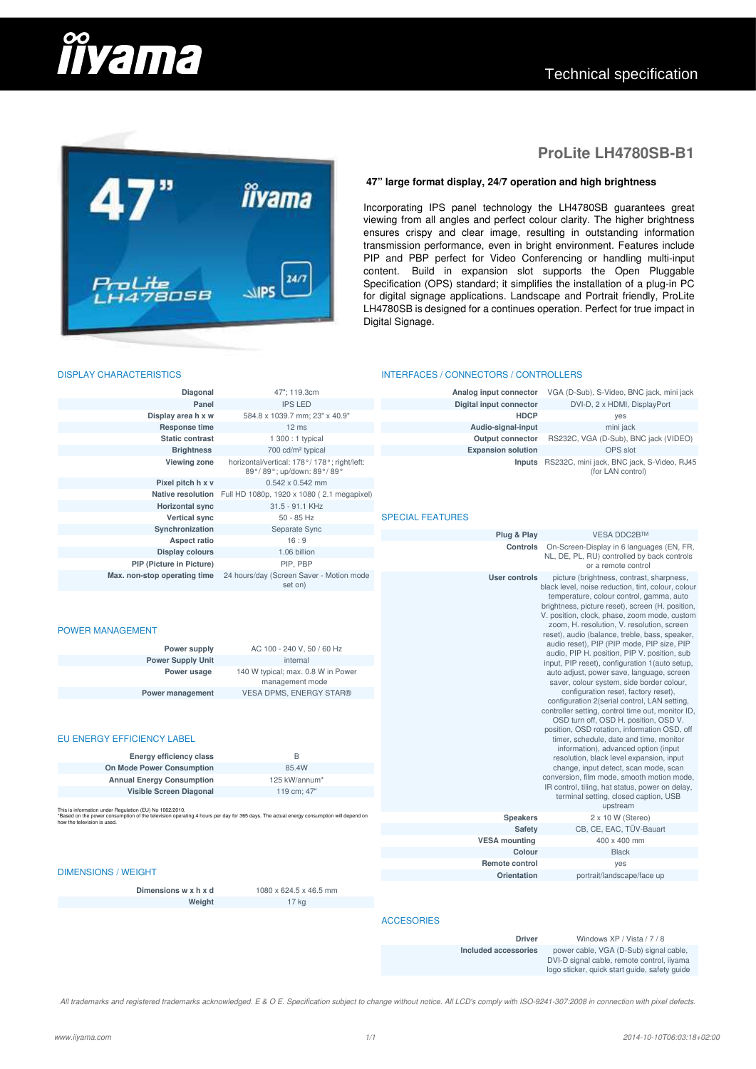# iiyama

Technical specification

## ProLite LH4780SB-B1

### 47" large format display, 24/7 operation and high brightness

Incorporating IPS panel technology the LH4780SB guarantees great viewing from all angles and perfect colour clarity. The higher brightness ensures crispy and clear image, resulting in outstanding information transmission performance, even in bright environment. Features include PIP and PBP perfect for Video Conferencing or handling multi-input content. Build in expansion slot supports the Open Pluggable Specification (OPS) standard; it simplifies the installation of a plug-in PC for digital signage applications. Landscape and Portrait friendly, ProLite LH4780SB is designed for a continues operation. Perfect for true impact in Digital Signage.

## DISPLAY CHARACTERISTICS

| | |
|---|---|
| **Diagonal** | 47"; 119.3cm |
| **Panel** | IPS LED |
| **Display area h x w** | 584.8 x 1039.7 mm; 23" x 40.9" |
| **Response time** | 12 ms |
| **Static contrast** | 1 300 : 1 typical |
| **Brightness** | 700 cd/m² typical |
| **Viewing zone** | horizontal/vertical: 178°/ 178°; right/left: 89°/ 89°; up/down: 89°/ 89° |
| **Pixel pitch h x v** | 0.542 x 0.542 mm |
| **Native resolution** | Full HD 1080p, 1920 x 1080 ( 2.1 megapixel) |
| **Horizontal sync** | 31.5 - 91.1 KHz |
| **Vertical sync** | 50 - 85 Hz |
| **Synchronization** | Separate Sync |
| **Aspect ratio** | 16 : 9 |
| **Display colours** | 1.06 billion |
| **PIP (Picture in Picture)** | PIP, PBP |
| **Max. non-stop operating time** | 24 hours/day (Screen Saver - Motion mode set on) |

## POWER MANAGEMENT

| | |
|---|---|
| **Power supply** | AC 100 - 240 V, 50 / 60 Hz |
| **Power Supply Unit** | internal |
| **Power usage** | 140 W typical; max. 0.8 W in Power management mode |
| **Power management** | VESA DPMS, ENERGY STAR® |

## EU ENERGY EFFICIENCY LABEL

| | |
|---|---|
| **Energy efficiency class** | B |
| **On Mode Power Consumption** | 85.4W |
| **Annual Energy Consumption** | 125 kW/annum* |
| **Visible Screen Diagonal** | 119 cm; 47" |

This is information under Regulation (EU) No 1062/2010.
*Based on the power consumption of the television operating 4 hours per day for 365 days. The actual energy consumption will depend on how the television is used.

## DIMENSIONS / WEIGHT

| | |
|---|---|
| **Dimensions w x h x d** | 1080 x 624.5 x 46.5 mm |
| **Weight** | 17 kg |

## INTERFACES / CONNECTORS / CONTROLLERS

| | |
|---|---|
| **Analog input connector** | VGA (D-Sub), S-Video, BNC jack, mini jack |
| **Digital input connector** | DVI-D, 2 x HDMI, DisplayPort |
| **HDCP** | yes |
| **Audio-signal-input** | mini jack |
| **Output connector** | RS232C, VGA (D-Sub), BNC jack (VIDEO) |
| **Expansion solution** | OPS slot |
| **Inputs** | RS232C, mini jack, BNC jack, S-Video, RJ45 (for LAN control) |

## SPECIAL FEATURES

| | |
|---|---|
| **Plug & Play** | VESA DDC2B™ |
| **Controls** | On-Screen-Display in 6 languages (EN, FR, NL, DE, PL, RU) controlled by back controls or a remote control |
| **User controls** | picture (brightness, contrast, sharpness, black level, noise reduction, tint, colour, colour temperature, colour control, gamma, auto brightness, picture reset), screen (H. position, V. position, clock, phase, zoom mode, custom zoom, H. resolution, V. resolution, screen reset), audio (balance, treble, bass, speaker, audio reset), PIP (PIP mode, PIP size, PIP audio, PIP H. position, PIP V. position, sub input, PIP reset), configuration 1(auto setup, auto adjust, power save, language, screen saver, colour system, side border colour, configuration reset, factory reset), configuration 2(serial control, LAN setting, controller setting, control time out, monitor ID, OSD turn off, OSD H. position, OSD V. position, OSD rotation, information OSD, off timer, schedule, date and time, monitor information), advanced option (input resolution, black level expansion, input change, input detect, scan mode, scan conversion, film mode, smooth motion mode, IR control, tiling, hat status, power on delay, terminal setting, closed caption, USB upstream |
| **Speakers** | 2 x 10 W (Stereo) |
| **Safety** | CB, CE, EAC, TÜV-Bauart |
| **VESA mounting** | 400 x 400 mm |
| **Colour** | Black |
| **Remote control** | yes |
| **Orientation** | portrait/landscape/face up |

## ACCESORIES

| | |
|---|---|
| **Driver** | Windows XP / Vista / 7 / 8 |
| **Included accessories** | power cable, VGA (D-Sub) signal cable, DVI-D signal cable, remote control, iiyama logo sticker, quick start guide, safety guide |

*All trademarks and registered trademarks acknowledged. E & O E. Specification subject to change without notice. All LCD's comply with ISO-9241-307:2008 in connection with pixel defects.*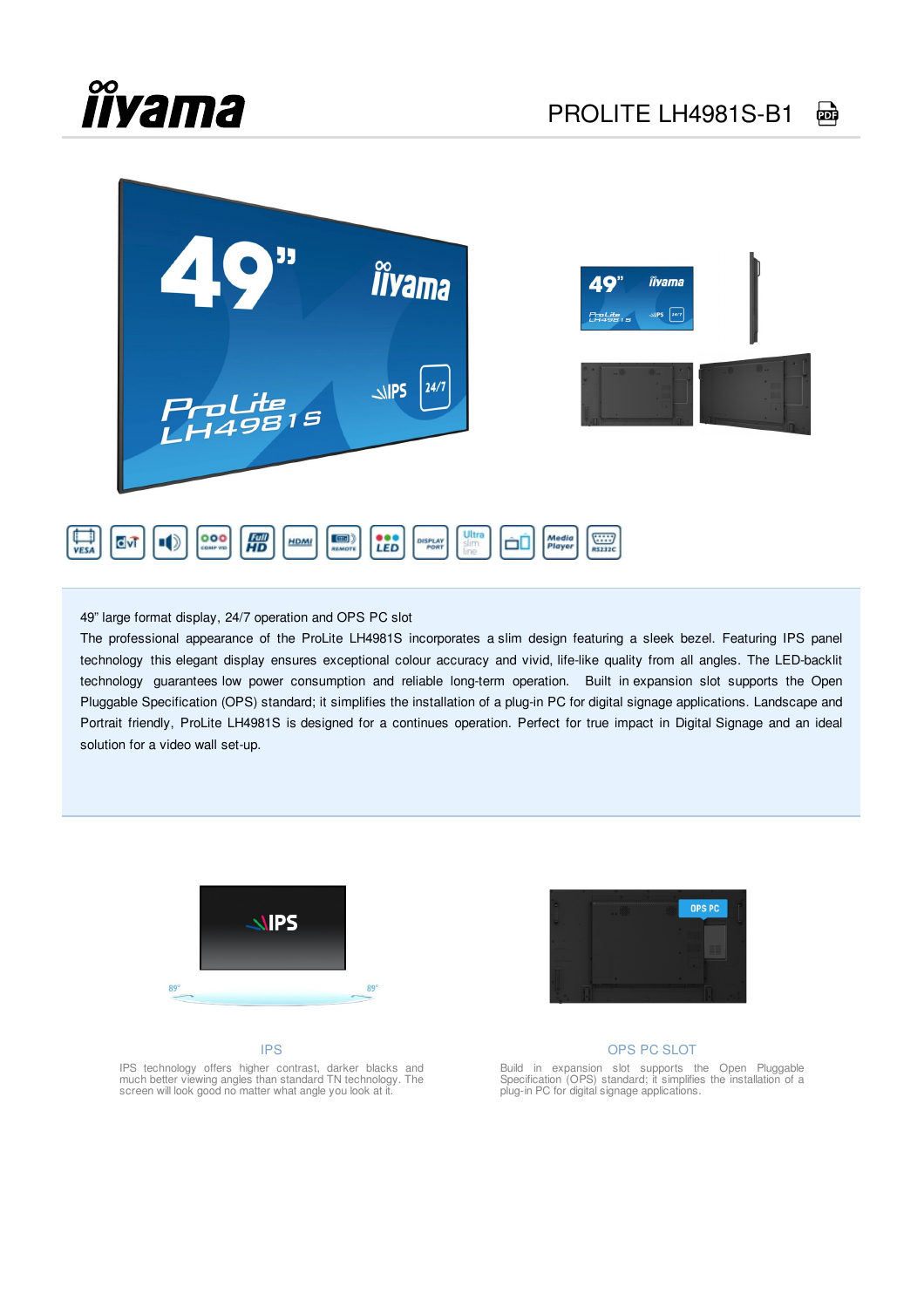# PROLITE LH4981S-B1

49" large format display, 24/7 operation and OPS PC slot

The professional appearance of the ProLite LH4981S incorporates a slim design featuring a sleek bezel. Featuring IPS panel technology this elegant display ensures exceptional colour accuracy and vivid, life-like quality from all angles. The LED-backlit technology guarantees low power consumption and reliable long-term operation. Built in expansion slot supports the Open Pluggable Specification (OPS) standard; it simplifies the installation of a plug-in PC for digital signage applications. Landscape and Portrait friendly, ProLite LH4981S is designed for a continues operation. Perfect for true impact in Digital Signage and an ideal solution for a video wall set-up.

### IPS

IPS technology offers higher contrast, darker blacks and much better viewing angles than standard TN technology. The screen will look good no matter what angle you look at it.

### OPS PC SLOT

Build in expansion slot supports the Open Pluggable Specification (OPS) standard; it simplifies the installation of a plug-in PC for digital signage applications.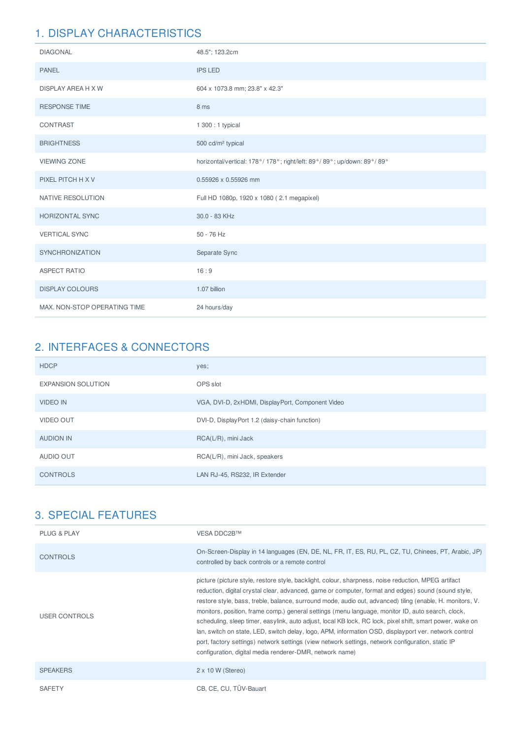## 1. DISPLAY CHARACTERISTICS

| | |
|---|---|
| DIAGONAL | 48.5"; 123.2cm |
| PANEL | IPS LED |
| DISPLAY AREA H X W | 604 x 1073.8 mm; 23.8" x 42.3" |
| RESPONSE TIME | 8 ms |
| CONTRAST | 1 300 : 1 typical |
| BRIGHTNESS | 500 cd/m² typical |
| VIEWING ZONE | horizontal/vertical: 178°/ 178°; right/left: 89°/ 89°; up/down: 89°/ 89° |
| PIXEL PITCH H X V | 0.55926 x 0.55926 mm |
| NATIVE RESOLUTION | Full HD 1080p, 1920 x 1080 ( 2.1 megapixel) |
| HORIZONTAL SYNC | 30.0 - 83 KHz |
| VERTICAL SYNC | 50 - 76 Hz |
| SYNCHRONIZATION | Separate Sync |
| ASPECT RATIO | 16 : 9 |
| DISPLAY COLOURS | 1.07 billion |
| MAX. NON-STOP OPERATING TIME | 24 hours/day |

## 2. INTERFACES & CONNECTORS

| | |
|---|---|
| HDCP | yes; |
| EXPANSION SOLUTION | OPS slot |
| VIDEO IN | VGA, DVI-D, 2xHDMI, DisplayPort, Component Video |
| VIDEO OUT | DVI-D, DisplayPort 1.2 (daisy-chain function) |
| AUDION IN | RCA(L/R), mini Jack |
| AUDIO OUT | RCA(L/R), mini Jack, speakers |
| CONTROLS | LAN RJ-45, RS232, IR Extender |

## 3. SPECIAL FEATURES

| | |
|---|---|
| PLUG & PLAY | VESA DDC2B™ |
| CONTROLS | On-Screen-Display in 14 languages (EN, DE, NL, FR, IT, ES, RU, PL, CZ, TU, Chinees, PT, Arabic, JP) controlled by back controls or a remote control |
| USER CONTROLS | picture (picture style, restore style, backlight, colour, sharpness, noise reduction, MPEG artifact reduction, digital crystal clear, advanced, game or computer, format and edges) sound (sound style, restore style, bass, treble, balance, surround mode, audio out, advanced) tiling (enable, H. monitors, V. monitors, position, frame comp.) general settings (menu language, monitor ID, auto search, clock, scheduling, sleep timer, easylink, auto adjust, local KB lock, RC lock, pixel shift, smart power, wake on lan, switch on state, LED, switch delay, logo, APM, information OSD, displayport ver. network control port, factory settings) network settings (view network settings, network configuration, static IP configuration, digital media renderer-DMR, network name) |
| SPEAKERS | 2 x 10 W (Stereo) |
| SAFETY | CB, CE, CU, TÜV-Bauart |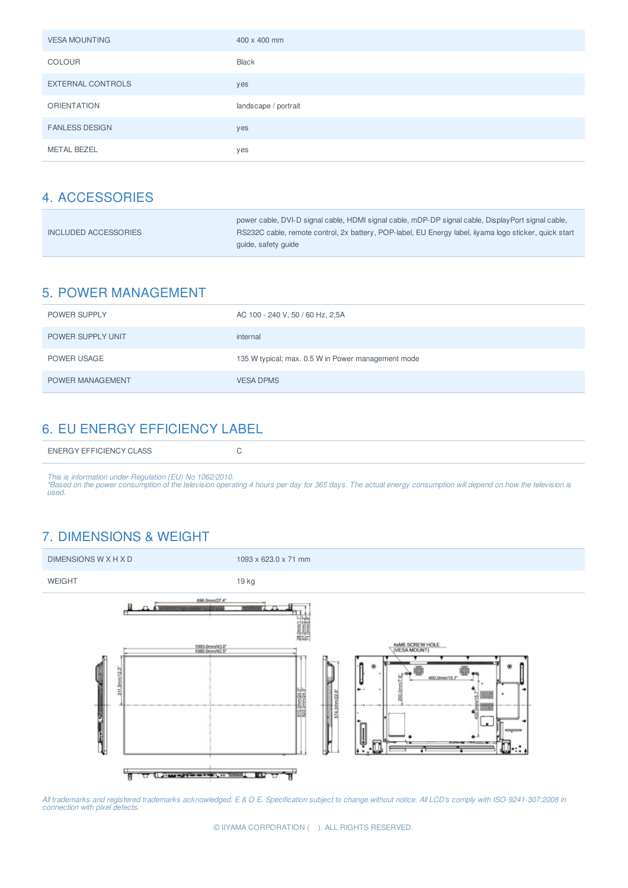| | |
|---|---|
| VESA MOUNTING | 400 x 400 mm |
| COLOUR | Black |
| EXTERNAL CONTROLS | yes |
| ORIENTATION | landscape / portrait |
| FANLESS DESIGN | yes |
| METAL BEZEL | yes |

## 4. ACCESSORIES

| | |
|---|---|
| INCLUDED ACCESSORIES | power cable, DVI-D signal cable, HDMI signal cable, mDP-DP signal cable, DisplayPort signal cable, RS232C cable, remote control, 2x battery, POP-label, EU Energy label, iiyama logo sticker, quick start guide, safety guide |

## 5. POWER MANAGEMENT

| | |
|---|---|
| POWER SUPPLY | AC 100 - 240 V, 50 / 60 Hz, 2,5A |
| POWER SUPPLY UNIT | internal |
| POWER USAGE | 135 W typical; max. 0.5 W in Power management mode |
| POWER MANAGEMENT | VESA DPMS |

## 6. EU ENERGY EFFICIENCY LABEL

| | |
|---|---|
| ENERGY EFFICIENCY CLASS | C |

*This is information under Regulation (EU) No 1062/2010.*
*\*Based on the power consumption of the television operating 4 hours per day for 365 days. The actual energy consumption will depend on how the television is used.*

## 7. DIMENSIONS & WEIGHT

| | |
|---|---|
| DIMENSIONS W X H X D | 1093 x 623.0 x 71 mm |
| WEIGHT | 19 kg |

*All trademarks and registered trademarks acknowledged. E & O E. Specification subject to change without notice. All LCD's comply with ISO-9241-307:2008 in connection with pixel defects.*

© IIYAMA CORPORATION ( ). ALL RIGHTS RESERVED.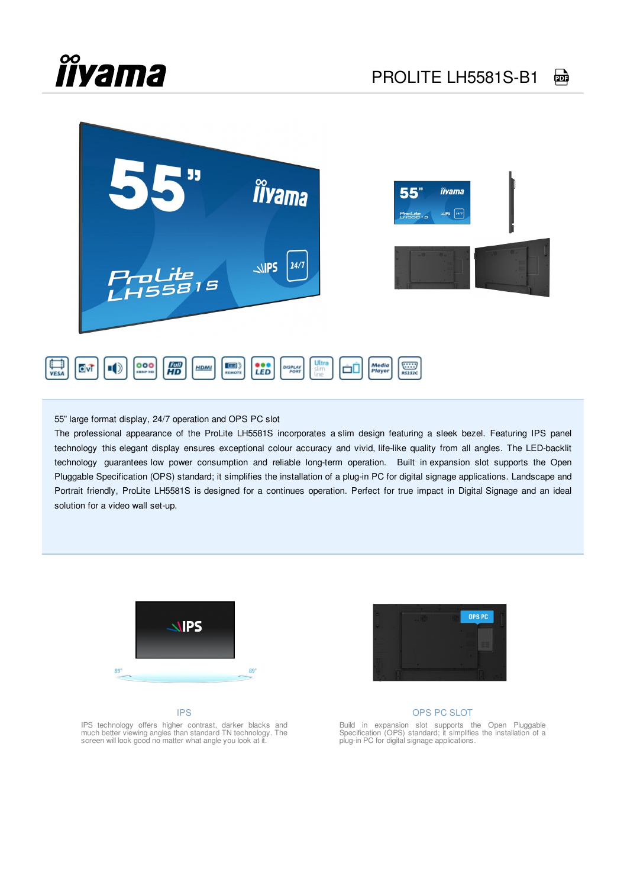# PROLITE LH5581S-B1

55" large format display, 24/7 operation and OPS PC slot

The professional appearance of the ProLite LH5581S incorporates a slim design featuring a sleek bezel. Featuring IPS panel technology this elegant display ensures exceptional colour accuracy and vivid, life-like quality from all angles. The LED-backlit technology guarantees low power consumption and reliable long-term operation. Built in expansion slot supports the Open Pluggable Specification (OPS) standard; it simplifies the installation of a plug-in PC for digital signage applications. Landscape and Portrait friendly, ProLite LH5581S is designed for a continues operation. Perfect for true impact in Digital Signage and an ideal solution for a video wall set-up.

## IPS

IPS technology offers higher contrast, darker blacks and much better viewing angles than standard TN technology. The screen will look good no matter what angle you look at it.

## OPS PC SLOT

Build in expansion slot supports the Open Pluggable Specification (OPS) standard; it simplifies the installation of a plug-in PC for digital signage applications.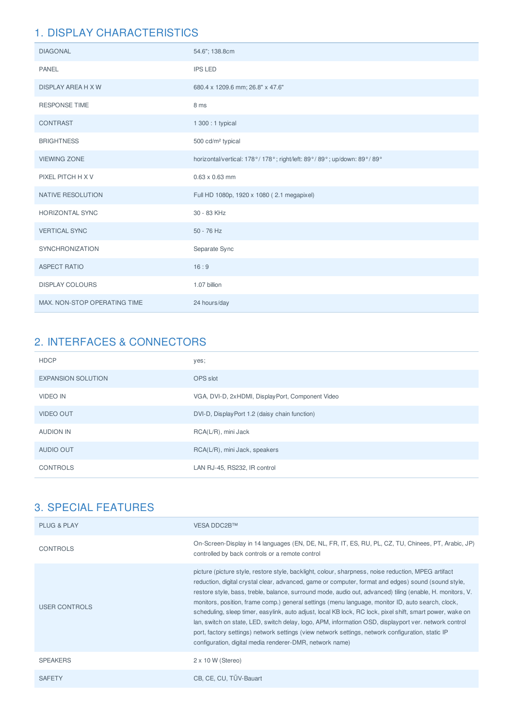## 1. DISPLAY CHARACTERISTICS

| | |
|---|---|
| DIAGONAL | 54.6"; 138.8cm |
| PANEL | IPS LED |
| DISPLAY AREA H X W | 680.4 x 1209.6 mm; 26.8" x 47.6" |
| RESPONSE TIME | 8 ms |
| CONTRAST | 1 300 : 1 typical |
| BRIGHTNESS | 500 cd/m² typical |
| VIEWING ZONE | horizontal/vertical: 178°/ 178°; right/left: 89°/ 89°; up/down: 89°/ 89° |
| PIXEL PITCH H X V | 0.63 x 0.63 mm |
| NATIVE RESOLUTION | Full HD 1080p, 1920 x 1080 ( 2.1 megapixel) |
| HORIZONTAL SYNC | 30 - 83 KHz |
| VERTICAL SYNC | 50 - 76 Hz |
| SYNCHRONIZATION | Separate Sync |
| ASPECT RATIO | 16 : 9 |
| DISPLAY COLOURS | 1.07 billion |
| MAX. NON-STOP OPERATING TIME | 24 hours/day |

## 2. INTERFACES & CONNECTORS

| | |
|---|---|
| HDCP | yes; |
| EXPANSION SOLUTION | OPS slot |
| VIDEO IN | VGA, DVI-D, 2xHDMI, DisplayPort, Component Video |
| VIDEO OUT | DVI-D, DisplayPort 1.2 (daisy chain function) |
| AUDION IN | RCA(L/R), mini Jack |
| AUDIO OUT | RCA(L/R), mini Jack, speakers |
| CONTROLS | LAN RJ-45, RS232, IR control |

## 3. SPECIAL FEATURES

| | |
|---|---|
| PLUG & PLAY | VESA DDC2B™ |
| CONTROLS | On-Screen-Display in 14 languages (EN, DE, NL, FR, IT, ES, RU, PL, CZ, TU, Chinees, PT, Arabic, JP) controlled by back controls or a remote control |
| USER CONTROLS | picture (picture style, restore style, backlight, colour, sharpness, noise reduction, MPEG artifact reduction, digital crystal clear, advanced, game or computer, format and edges) sound (sound style, restore style, bass, treble, balance, surround mode, audio out, advanced) tiling (enable, H. monitors, V. monitors, position, frame comp.) general settings (menu language, monitor ID, auto search, clock, scheduling, sleep timer, easylink, auto adjust, local KB lock, RC lock, pixel shift, smart power, wake on lan, switch on state, LED, switch delay, logo, APM, information OSD, displayport ver. network control port, factory settings) network settings (view network settings, network configuration, static IP configuration, digital media renderer-DMR, network name) |
| SPEAKERS | 2 x 10 W (Stereo) |
| SAFETY | CB, CE, CU, TÜV-Bauart |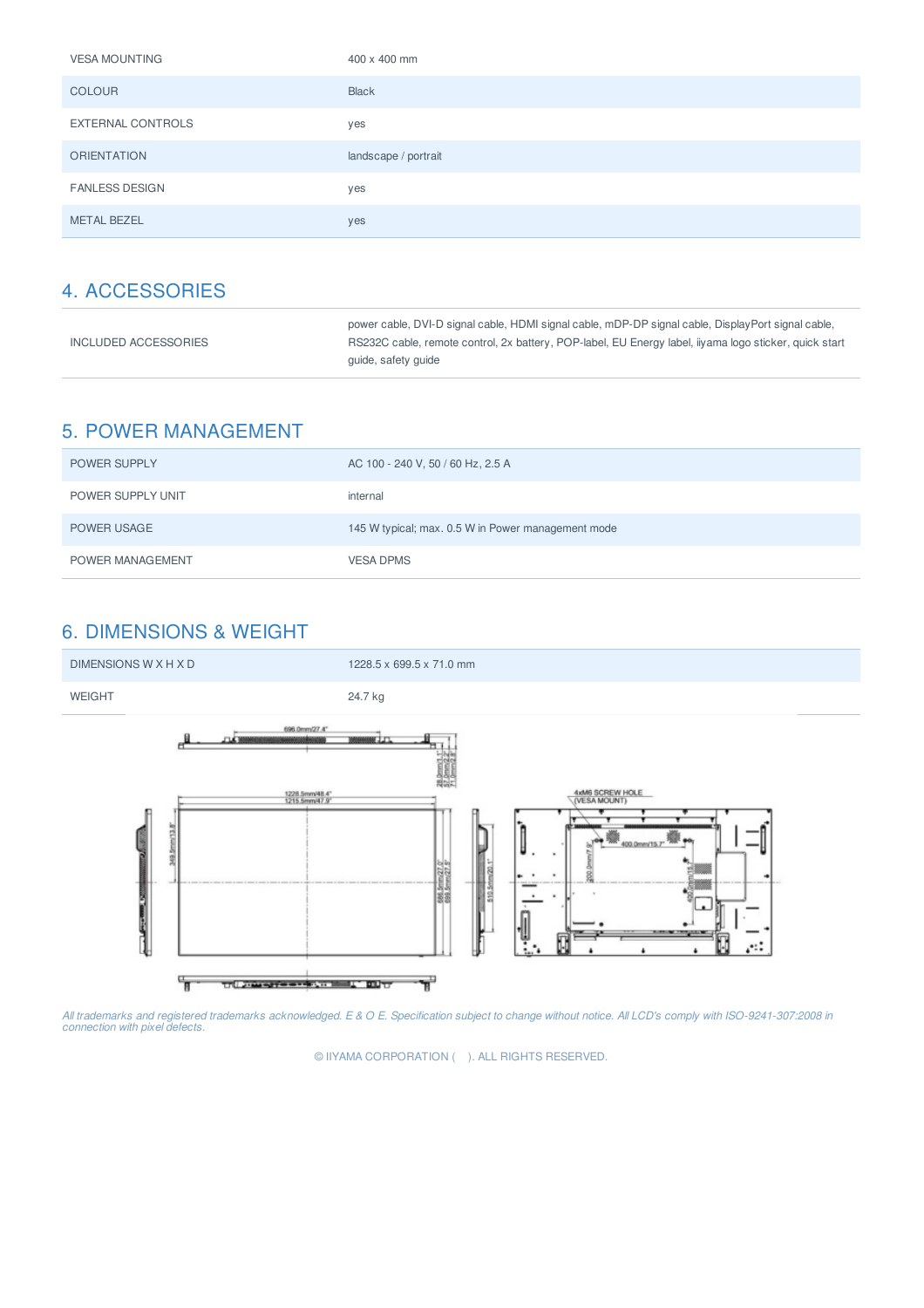| | |
|---|---|
| VESA MOUNTING | 400 x 400 mm |
| COLOUR | Black |
| EXTERNAL CONTROLS | yes |
| ORIENTATION | landscape / portrait |
| FANLESS DESIGN | yes |
| METAL BEZEL | yes |

## 4. ACCESSORIES

| | |
|---|---|
| INCLUDED ACCESSORIES | power cable, DVI-D signal cable, HDMI signal cable, mDP-DP signal cable, DisplayPort signal cable, RS232C cable, remote control, 2x battery, POP-label, EU Energy label, iiyama logo sticker, quick start guide, safety guide |

## 5. POWER MANAGEMENT

| | |
|---|---|
| POWER SUPPLY | AC 100 - 240 V, 50 / 60 Hz, 2.5 A |
| POWER SUPPLY UNIT | internal |
| POWER USAGE | 145 W typical; max. 0.5 W in Power management mode |
| POWER MANAGEMENT | VESA DPMS |

## 6. DIMENSIONS & WEIGHT

| | |
|---|---|
| DIMENSIONS W X H X D | 1228.5 x 699.5 x 71.0 mm |
| WEIGHT | 24.7 kg |

*All trademarks and registered trademarks acknowledged. E & O E. Specification subject to change without notice. All LCD's comply with ISO-9241-307:2008 in connection with pixel defects.*

© IIYAMA CORPORATION ( ). ALL RIGHTS RESERVED.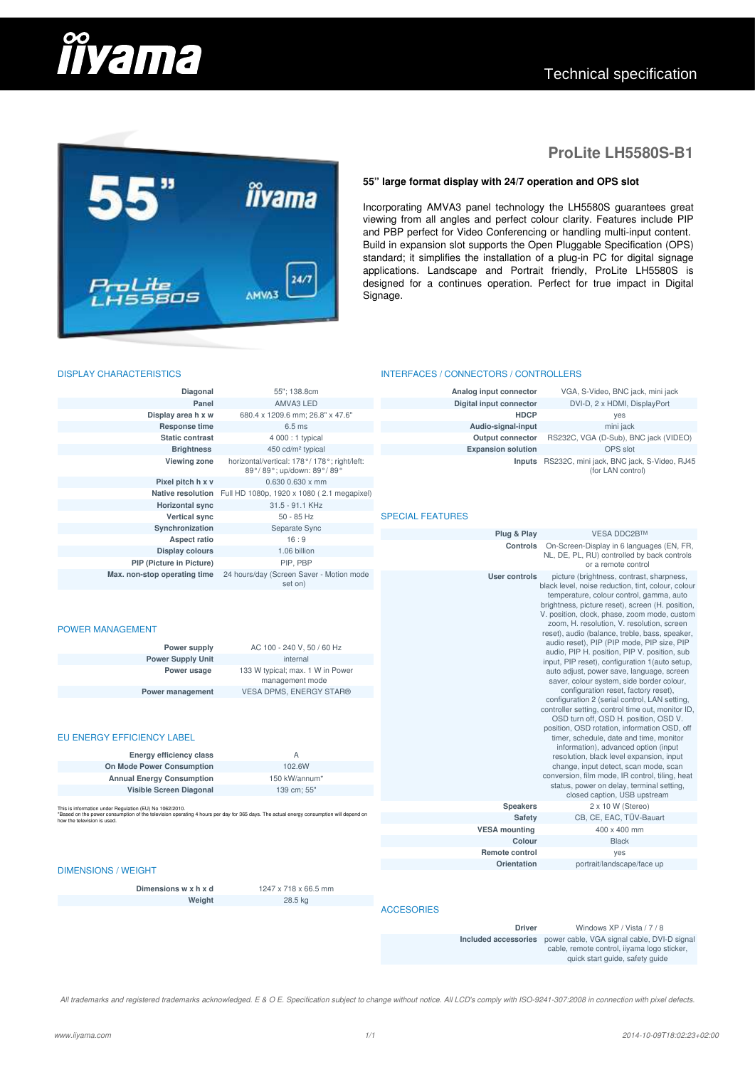Technical specification

## ProLite LH5580S-B1

### 55" large format display with 24/7 operation and OPS slot

Incorporating AMVA3 panel technology the LH5580S guarantees great viewing from all angles and perfect colour clarity. Features include PIP and PBP perfect for Video Conferencing or handling multi-input content. Build in expansion slot supports the Open Pluggable Specification (OPS) standard; it simplifies the installation of a plug-in PC for digital signage applications. Landscape and Portrait friendly, ProLite LH5580S is designed for a continues operation. Perfect for true impact in Digital Signage.

### DISPLAY CHARACTERISTICS

| | |
|---|---|
| Diagonal | 55"; 138.8cm |
| Panel | AMVA3 LED |
| Display area h x w | 680.4 x 1209.6 mm; 26.8" x 47.6" |
| Response time | 6.5 ms |
| Static contrast | 4 000 : 1 typical |
| Brightness | 450 cd/m² typical |
| Viewing zone | horizontal/vertical: 178°/ 178°; right/left: 89°/ 89°; up/down: 89°/ 89° |
| Pixel pitch h x v | 0.630 0.630 x mm |
| Native resolution | Full HD 1080p, 1920 x 1080 ( 2.1 megapixel) |
| Horizontal sync | 31.5 - 91.1 KHz |
| Vertical sync | 50 - 85 Hz |
| Synchronization | Separate Sync |
| Aspect ratio | 16 : 9 |
| Display colours | 1.06 billion |
| PIP (Picture in Picture) | PIP, PBP |
| Max. non-stop operating time | 24 hours/day (Screen Saver - Motion mode set on) |

### POWER MANAGEMENT

| | |
|---|---|
| Power supply | AC 100 - 240 V, 50 / 60 Hz |
| Power Supply Unit | internal |
| Power usage | 133 W typical; max. 1 W in Power management mode |
| Power management | VESA DPMS, ENERGY STAR® |

### EU ENERGY EFFICIENCY LABEL

| | |
|---|---|
| Energy efficiency class | A |
| On Mode Power Consumption | 102.6W |
| Annual Energy Consumption | 150 kW/annum* |
| Visible Screen Diagonal | 139 cm; 55" |

This is information under Regulation (EU) No 1062/2010.
*Based on the power consumption of the television operating 4 hours per day for 365 days. The actual energy consumption will depend on how the television is used.

### DIMENSIONS / WEIGHT

| | |
|---|---|
| Dimensions w x h x d | 1247 x 718 x 66.5 mm |
| Weight | 28.5 kg |

### INTERFACES / CONNECTORS / CONTROLLERS

| | |
|---|---|
| Analog input connector | VGA, S-Video, BNC jack, mini jack |
| Digital input connector | DVI-D, 2 x HDMI, DisplayPort |
| HDCP | yes |
| Audio-signal-input | mini jack |
| Output connector | RS232C, VGA (D-Sub), BNC jack (VIDEO) |
| Expansion solution | OPS slot |
| Inputs | RS232C, mini jack, BNC jack, S-Video, RJ45 (for LAN control) |

### SPECIAL FEATURES

| | |
|---|---|
| Plug & Play | VESA DDC2B™ |
| Controls | On-Screen-Display in 6 languages (EN, FR, NL, DE, PL, RU) controlled by back controls or a remote control |
| User controls | picture (brightness, contrast, sharpness, black level, noise reduction, tint, colour, colour temperature, colour control, gamma, auto brightness, picture reset), screen (H. position, V. position, clock, phase, zoom mode, custom zoom, H. resolution, V. resolution, screen reset), audio (balance, treble, bass, speaker, audio reset), PIP (PIP mode, PIP size, PIP audio, PIP H. position, PIP V. position, sub input, PIP reset), configuration 1(auto setup, auto adjust, power save, language, screen saver, colour system, side border colour, configuration reset, factory reset), configuration 2 (serial control, LAN setting, controller setting, control time out, monitor ID, OSD turn off, OSD H. position, OSD V. position, OSD rotation, information OSD, off timer, schedule, date and time, monitor information), advanced option (input resolution, black level expansion, input change, input detect, scan mode, scan conversion, film mode, IR control, tiling, heat status, power on delay, terminal setting, closed caption, USB upstream |
| Speakers | 2 x 10 W (Stereo) |
| Safety | CB, CE, EAC, TÜV-Bauart |
| VESA mounting | 400 x 400 mm |
| Colour | Black |
| Remote control | yes |
| Orientation | portrait/landscape/face up |

### ACCESORIES

| | |
|---|---|
| Driver | Windows XP / Vista / 7 / 8 |
| Included accessories | power cable, VGA signal cable, DVI-D signal cable, remote control, iiyama logo sticker, quick start guide, safety guide |

*All trademarks and registered trademarks acknowledged. E & O E. Specification subject to change without notice. All LCD's comply with ISO-9241-307:2008 in connection with pixel defects.*

www.iiyama.com 2014-10-09T18:02:23+02:00